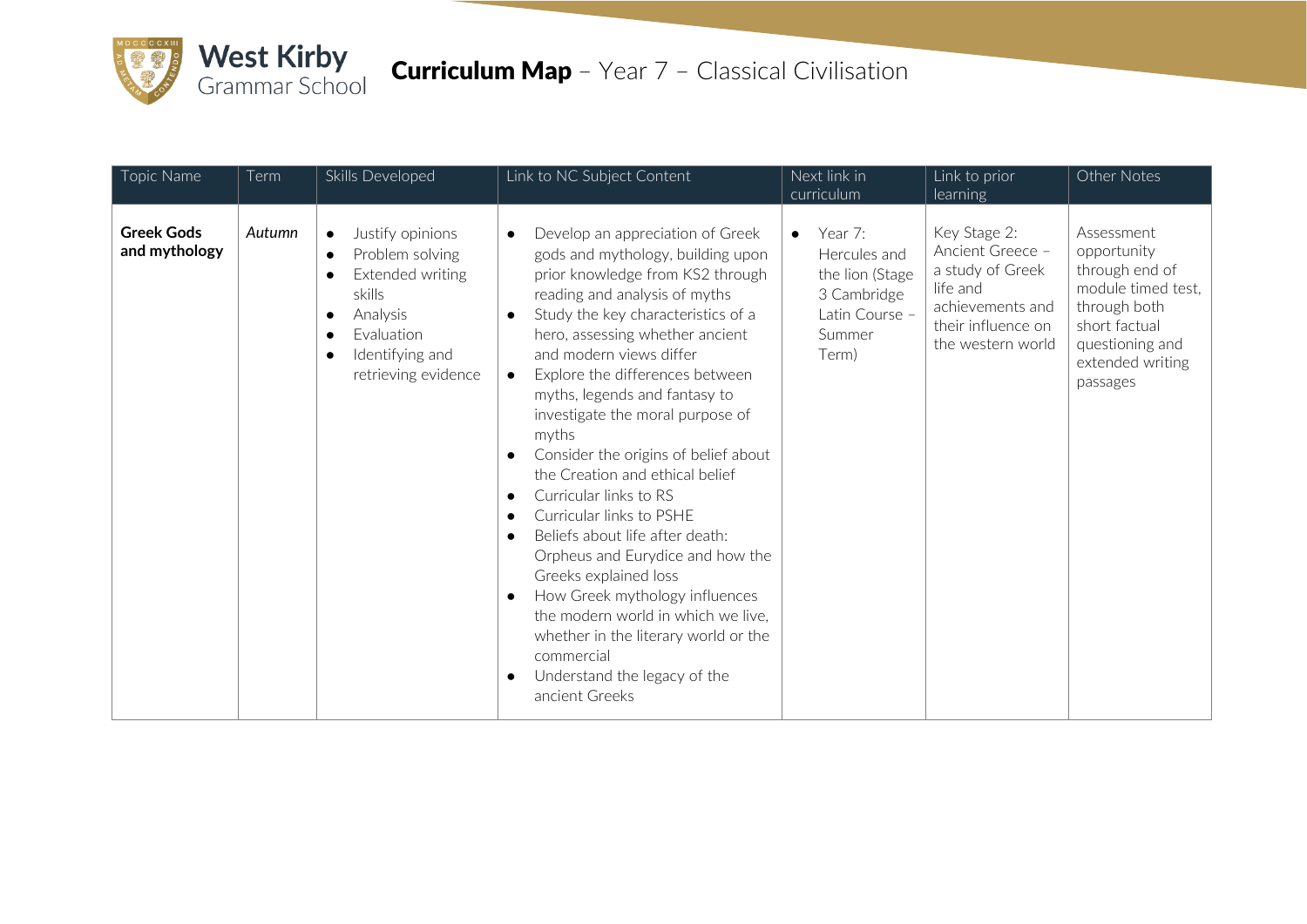West Kirby Grammar School

# Curriculum Map – Year 7 – Classical Civilisation

| Topic Name | Term | Skills Developed | Link to NC Subject Content | Next link in curriculum | Link to prior learning | Other Notes |
|---|---|---|---|---|---|---|
| **Greek Gods and mythology** | *Autumn* | • Justify opinions<br>• Problem solving<br>• Extended writing skills<br>• Analysis<br>• Evaluation<br>• Identifying and retrieving evidence | • Develop an appreciation of Greek gods and mythology, building upon prior knowledge from KS2 through reading and analysis of myths<br>• Study the key characteristics of a hero, assessing whether ancient and modern views differ<br>• Explore the differences between myths, legends and fantasy to investigate the moral purpose of myths<br>• Consider the origins of belief about the Creation and ethical belief<br>• Curricular links to RS<br>• Curricular links to PSHE<br>• Beliefs about life after death: Orpheus and Eurydice and how the Greeks explained loss<br>• How Greek mythology influences the modern world in which we live, whether in the literary world or the commercial<br>• Understand the legacy of the ancient Greeks | • Year 7: Hercules and the lion (Stage 3 Cambridge Latin Course – Summer Term) | Key Stage 2: Ancient Greece – a study of Greek life and achievements and their influence on the western world | Assessment opportunity through end of module timed test, through both short factual questioning and extended writing passages |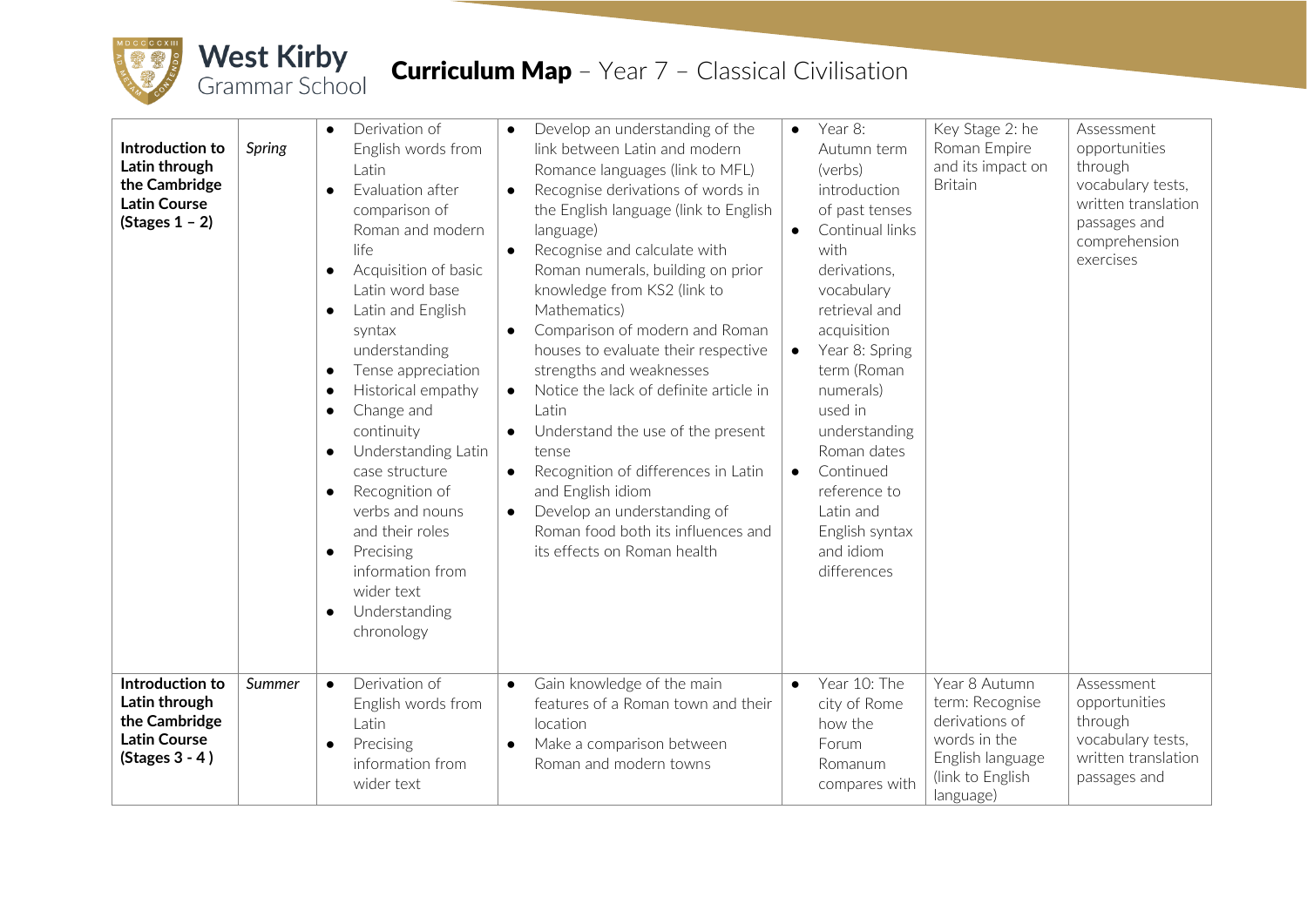# West Kirby Grammar School

## Curriculum Map – Year 7 – Classical Civilisation

| | | | | | | |
|---|---|---|---|---|---|---|
| **Introduction to Latin through the Cambridge Latin Course (Stages 1 – 2)** | *Spring* | • Derivation of English words from Latin<br>• Evaluation after comparison of Roman and modern life<br>• Acquisition of basic Latin word base<br>• Latin and English syntax understanding<br>• Tense appreciation<br>• Historical empathy<br>• Change and continuity<br>• Understanding Latin case structure<br>• Recognition of verbs and nouns and their roles<br>• Precising information from wider text<br>• Understanding chronology | • Develop an understanding of the link between Latin and modern Romance languages (link to MFL)<br>• Recognise derivations of words in the English language (link to English language)<br>• Recognise and calculate with Roman numerals, building on prior knowledge from KS2 (link to Mathematics)<br>• Comparison of modern and Roman houses to evaluate their respective strengths and weaknesses<br>• Notice the lack of definite article in Latin<br>• Understand the use of the present tense<br>• Recognition of differences in Latin and English idiom<br>• Develop an understanding of Roman food both its influences and its effects on Roman health | • Year 8: Autumn term (verbs) introduction of past tenses<br>• Continual links with derivations, vocabulary retrieval and acquisition<br>• Year 8: Spring term (Roman numerals) used in understanding Roman dates<br>• Continued reference to Latin and English syntax and idiom differences | Key Stage 2: he Roman Empire and its impact on Britain | Assessment opportunities through vocabulary tests, written translation passages and comprehension exercises |
| **Introduction to Latin through the Cambridge Latin Course (Stages 3 - 4 )** | *Summer* | • Derivation of English words from Latin<br>• Precising information from wider text | • Gain knowledge of the main features of a Roman town and their location<br>• Make a comparison between Roman and modern towns | • Year 10: The city of Rome how the Forum Romanum compares with | Year 8 Autumn term: Recognise derivations of words in the English language (link to English language) | Assessment opportunities through vocabulary tests, written translation passages and |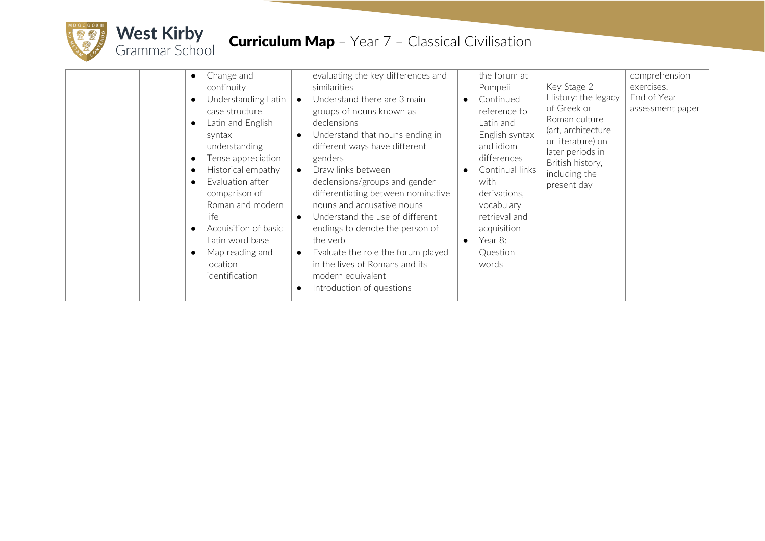# Curriculum Map – Year 7 – Classical Civilisation

| | | | | | | |
|---|---|---|---|---|---|---|
| | | • Change and continuity<br>• Understanding Latin case structure<br>• Latin and English syntax understanding<br>• Tense appreciation<br>• Historical empathy<br>• Evaluation after comparison of Roman and modern life<br>• Acquisition of basic Latin word base<br>• Map reading and location identification | evaluating the key differences and similarities<br>• Understand there are 3 main groups of nouns known as declensions<br>• Understand that nouns ending in different ways have different genders<br>• Draw links between declensions/groups and gender differentiating between nominative nouns and accusative nouns<br>• Understand the use of different endings to denote the person of the verb<br>• Evaluate the role the forum played in the lives of Romans and its modern equivalent<br>• Introduction of questions | the forum at Pompeii<br>• Continued reference to Latin and English syntax and idiom differences<br>• Continual links with derivations, vocabulary retrieval and acquisition<br>• Year 8: Question words | Key Stage 2 History: the legacy of Greek or Roman culture (art, architecture or literature) on later periods in British history, including the present day | comprehension exercises.<br>End of Year assessment paper |